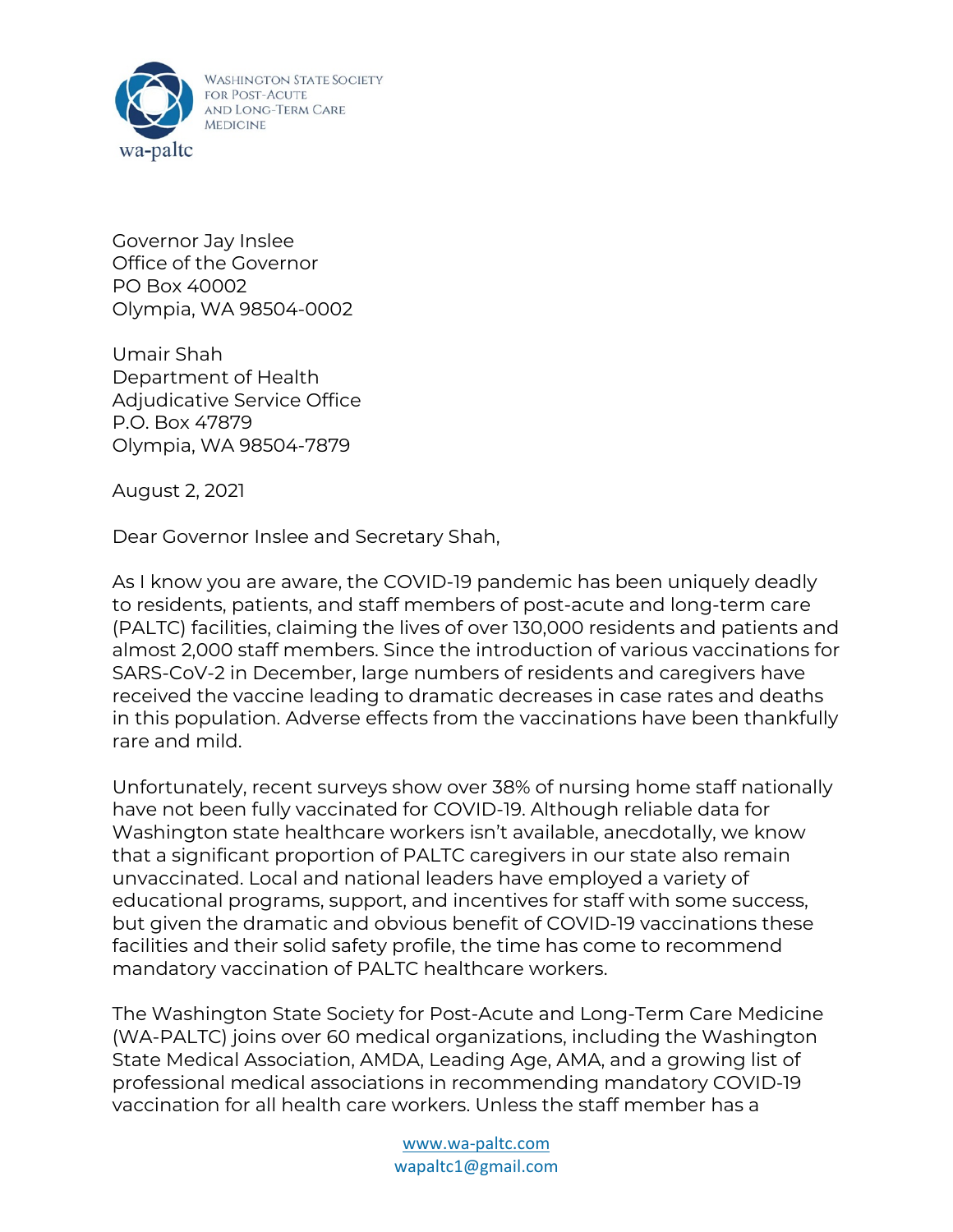WASHINGTON STATE SOCIETY FOR POST-ACUTE AND LONG-TERM CARE MEDICINE

wa-paltc

Governor Jay Inslee
Office of the Governor
PO Box 40002
Olympia, WA 98504-0002

Umair Shah
Department of Health
Adjudicative Service Office
P.O. Box 47879
Olympia, WA 98504-7879

August 2, 2021

Dear Governor Inslee and Secretary Shah,

As I know you are aware, the COVID-19 pandemic has been uniquely deadly to residents, patients, and staff members of post-acute and long-term care (PALTC) facilities, claiming the lives of over 130,000 residents and patients and almost 2,000 staff members. Since the introduction of various vaccinations for SARS-CoV-2 in December, large numbers of residents and caregivers have received the vaccine leading to dramatic decreases in case rates and deaths in this population. Adverse effects from the vaccinations have been thankfully rare and mild.

Unfortunately, recent surveys show over 38% of nursing home staff nationally have not been fully vaccinated for COVID-19. Although reliable data for Washington state healthcare workers isn't available, anecdotally, we know that a significant proportion of PALTC caregivers in our state also remain unvaccinated. Local and national leaders have employed a variety of educational programs, support, and incentives for staff with some success, but given the dramatic and obvious benefit of COVID-19 vaccinations these facilities and their solid safety profile, the time has come to recommend mandatory vaccination of PALTC healthcare workers.

The Washington State Society for Post-Acute and Long-Term Care Medicine (WA-PALTC) joins over 60 medical organizations, including the Washington State Medical Association, AMDA, Leading Age, AMA, and a growing list of professional medical associations in recommending mandatory COVID-19 vaccination for all health care workers. Unless the staff member has a

www.wa-paltc.com
wapaltc1@gmail.com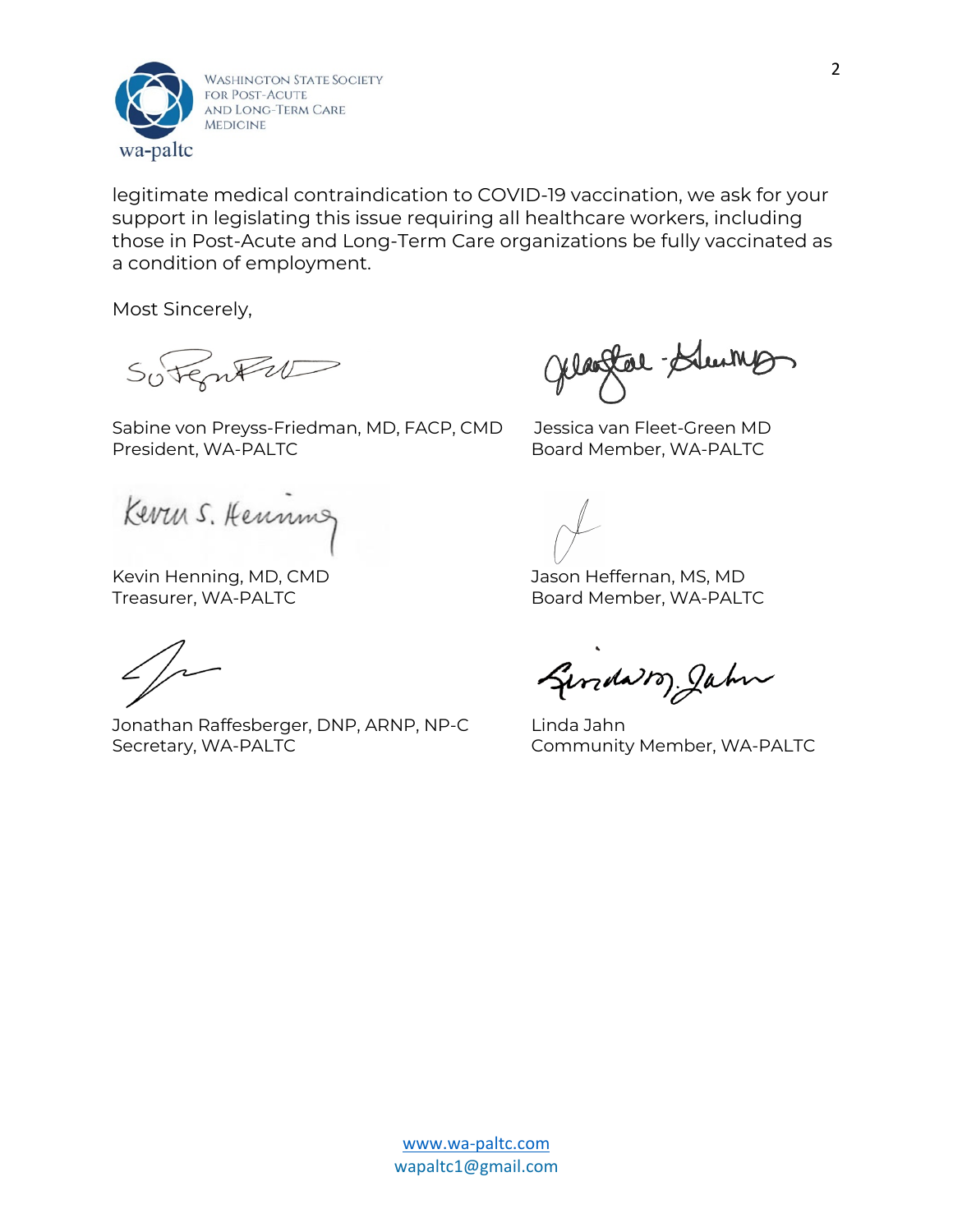legitimate medical contraindication to COVID-19 vaccination, we ask for your support in legislating this issue requiring all healthcare workers, including those in Post-Acute and Long-Term Care organizations be fully vaccinated as a condition of employment.

Most Sincerely,

Sabine von Preyss-Friedman, MD, FACP, CMD
President, WA-PALTC

Jessica van Fleet-Green MD
Board Member, WA-PALTC

Kevin Henning, MD, CMD
Treasurer, WA-PALTC

Jason Heffernan, MS, MD
Board Member, WA-PALTC

Jonathan Raffesberger, DNP, ARNP, NP-C
Secretary, WA-PALTC

Linda Jahn
Community Member, WA-PALTC

www.wa-paltc.com
wapaltc1@gmail.com